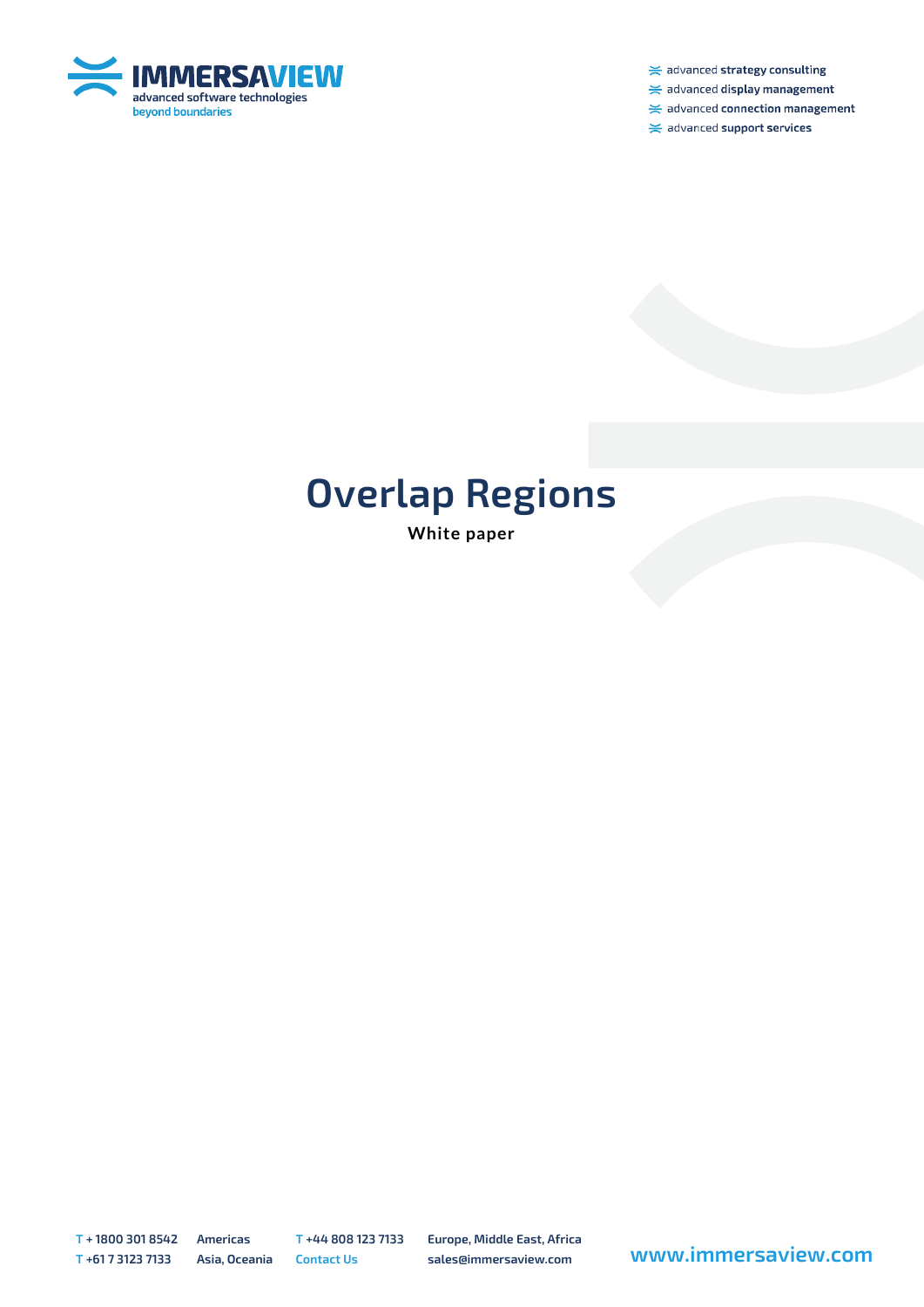IMMERSAVIEW
advanced software technologies
beyond boundaries

- advanced **strategy consulting**
- advanced **display management**
- advanced **connection management**
- advanced **support services**

# Overlap Regions

**White paper**

T + 1800 301 8542 Americas
T +61 7 3123 7133 Asia, Oceania
T +44 808 123 7133 Europe, Middle East, Africa
Contact Us sales@immersaview.com

www.immersaview.com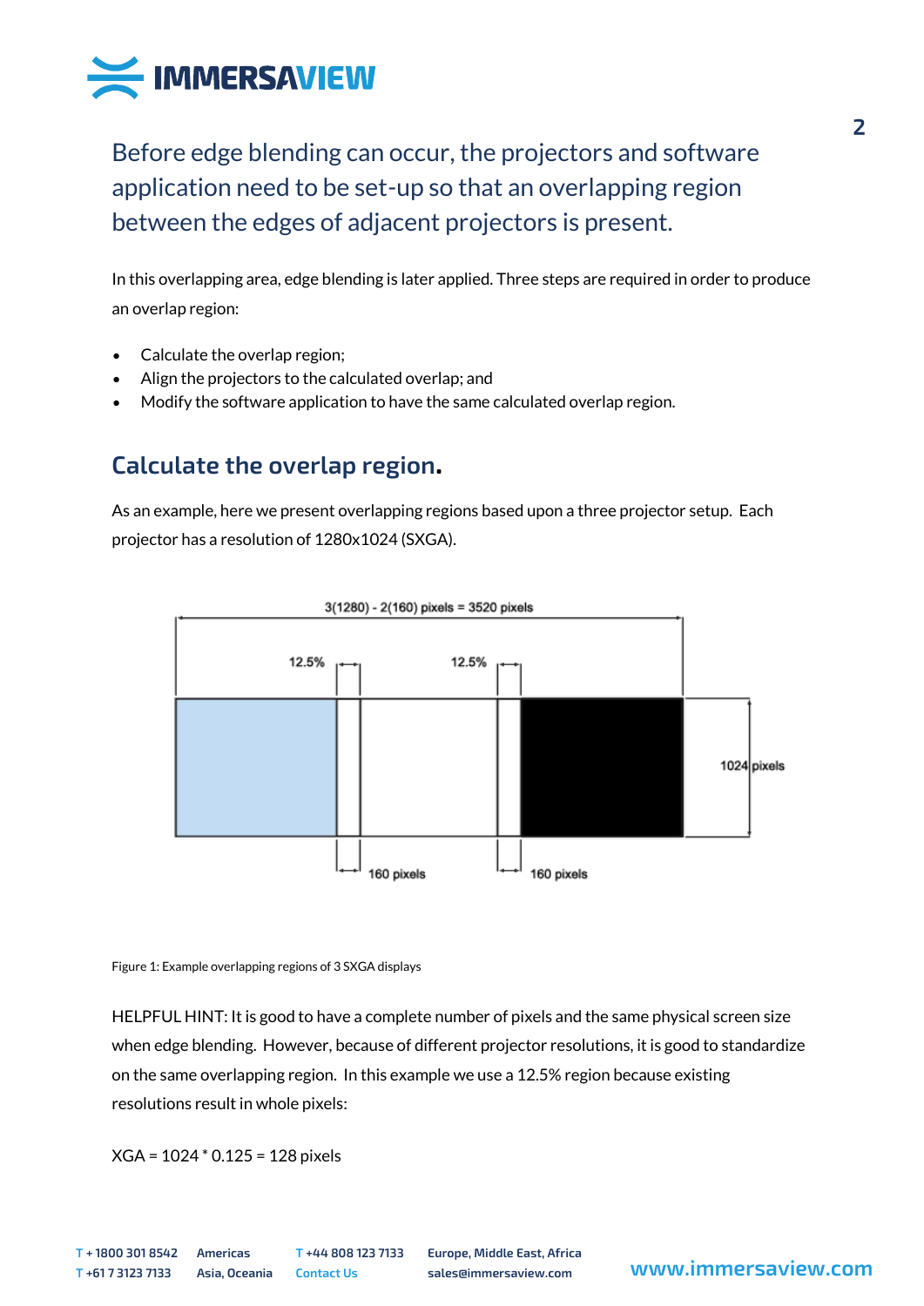Before edge blending can occur, the projectors and software application need to be set-up so that an overlapping region between the edges of adjacent projectors is present.

In this overlapping area, edge blending is later applied. Three steps are required in order to produce an overlap region:

- Calculate the overlap region;
- Align the projectors to the calculated overlap; and
- Modify the software application to have the same calculated overlap region.

## Calculate the overlap region.

As an example, here we present overlapping regions based upon a three projector setup. Each projector has a resolution of 1280x1024 (SXGA).

3(1280) - 2(160) pixels = 3520 pixels

12.5% 12.5%

1024 pixels

160 pixels 160 pixels

Figure 1: Example overlapping regions of 3 SXGA displays

HELPFUL HINT: It is good to have a complete number of pixels and the same physical screen size when edge blending. However, because of different projector resolutions, it is good to standardize on the same overlapping region. In this example we use a 12.5% region because existing resolutions result in whole pixels:

XGA = 1024 * 0.125 = 128 pixels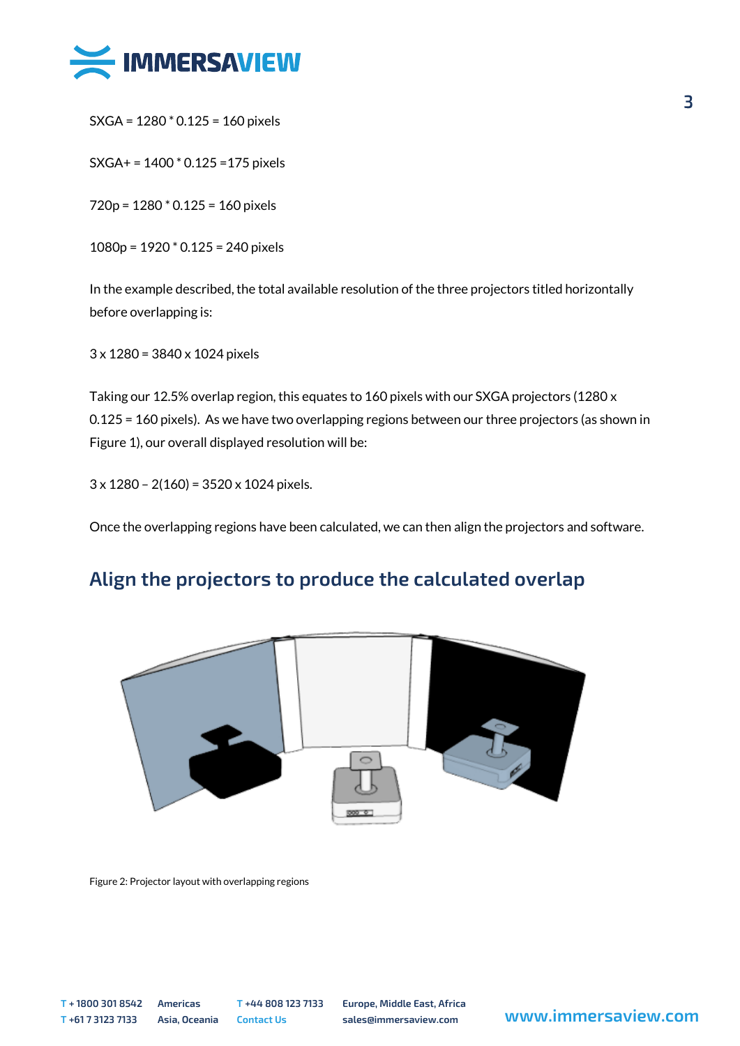SXGA = 1280 * 0.125 = 160 pixels

SXGA+ = 1400 * 0.125 =175 pixels

720p = 1280 * 0.125 = 160 pixels

1080p = 1920 * 0.125 = 240 pixels

In the example described, the total available resolution of the three projectors titled horizontally before overlapping is:

3 x 1280 = 3840 x 1024 pixels

Taking our 12.5% overlap region, this equates to 160 pixels with our SXGA projectors (1280 x 0.125 = 160 pixels). As we have two overlapping regions between our three projectors (as shown in Figure 1), our overall displayed resolution will be:

3 x 1280 – 2(160) = 3520 x 1024 pixels.

Once the overlapping regions have been calculated, we can then align the projectors and software.

## Align the projectors to produce the calculated overlap

Figure 2: Projector layout with overlapping regions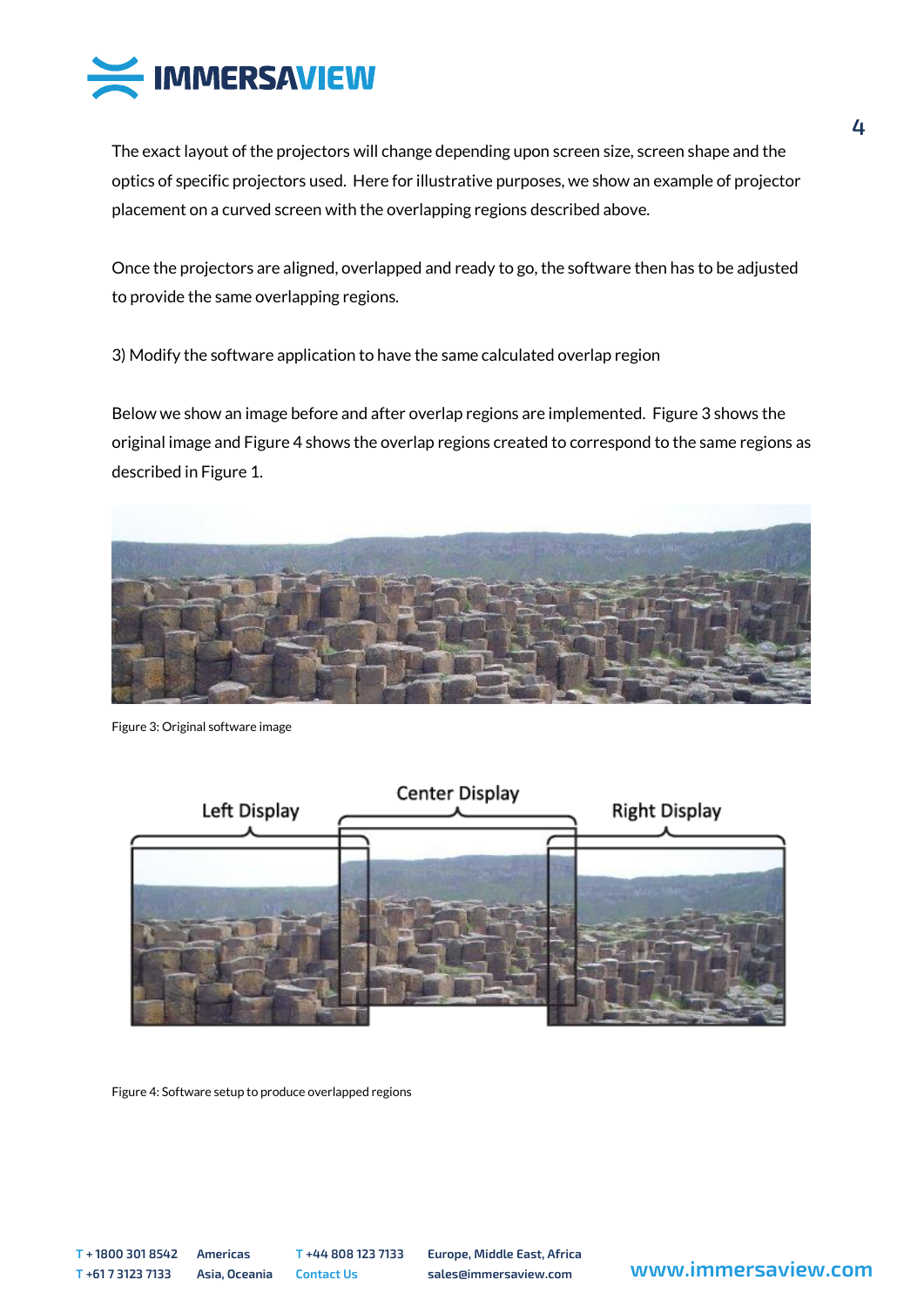The exact layout of the projectors will change depending upon screen size, screen shape and the optics of specific projectors used. Here for illustrative purposes, we show an example of projector placement on a curved screen with the overlapping regions described above.

Once the projectors are aligned, overlapped and ready to go, the software then has to be adjusted to provide the same overlapping regions.

3) Modify the software application to have the same calculated overlap region

Below we show an image before and after overlap regions are implemented. Figure 3 shows the original image and Figure 4 shows the overlap regions created to correspond to the same regions as described in Figure 1.

Figure 3: Original software image

Figure 4: Software setup to produce overlapped regions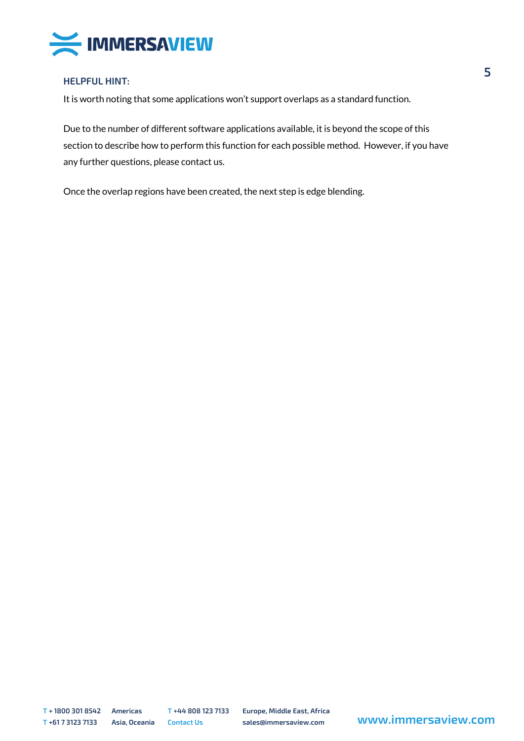### HELPFUL HINT:

It is worth noting that some applications won't support overlaps as a standard function.

Due to the number of different software applications available, it is beyond the scope of this section to describe how to perform this function for each possible method. However, if you have any further questions, please contact us.

Once the overlap regions have been created, the next step is edge blending.